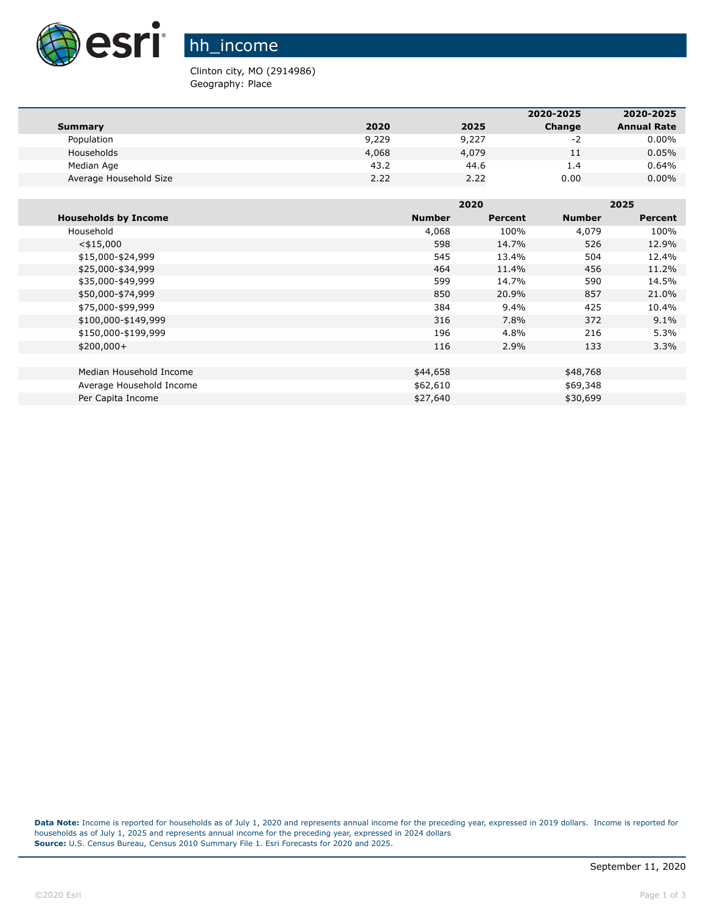# hh_income

Clinton city, MO (2914986)
Geography: Place

| Summary | 2020 | 2025 | 2020-2025 Change | 2020-2025 Annual Rate |
|---|---|---|---|---|
| Population | 9,229 | 9,227 | -2 | 0.00% |
| Households | 4,068 | 4,079 | 11 | 0.05% |
| Median Age | 43.2 | 44.6 | 1.4 | 0.64% |
| Average Household Size | 2.22 | 2.22 | 0.00 | 0.00% |

| | 2020 | | 2025 | |
|---|---|---|---|---|
| **Households by Income** | **Number** | **Percent** | **Number** | **Percent** |
| Household | 4,068 | 100% | 4,079 | 100% |
| <$15,000 | 598 | 14.7% | 526 | 12.9% |
| $15,000-$24,999 | 545 | 13.4% | 504 | 12.4% |
| $25,000-$34,999 | 464 | 11.4% | 456 | 11.2% |
| $35,000-$49,999 | 599 | 14.7% | 590 | 14.5% |
| $50,000-$74,999 | 850 | 20.9% | 857 | 21.0% |
| $75,000-$99,999 | 384 | 9.4% | 425 | 10.4% |
| $100,000-$149,999 | 316 | 7.8% | 372 | 9.1% |
| $150,000-$199,999 | 196 | 4.8% | 216 | 5.3% |
| $200,000+ | 116 | 2.9% | 133 | 3.3% |
| | | | | |
| Median Household Income | $44,658 | | $48,768 | |
| Average Household Income | $62,610 | | $69,348 | |
| Per Capita Income | $27,640 | | $30,699 | |

**Data Note:** Income is reported for households as of July 1, 2020 and represents annual income for the preceding year, expressed in 2019 dollars. Income is reported for households as of July 1, 2025 and represents annual income for the preceding year, expressed in 2024 dollars
**Source:** U.S. Census Bureau, Census 2010 Summary File 1. Esri Forecasts for 2020 and 2025.

September 11, 2020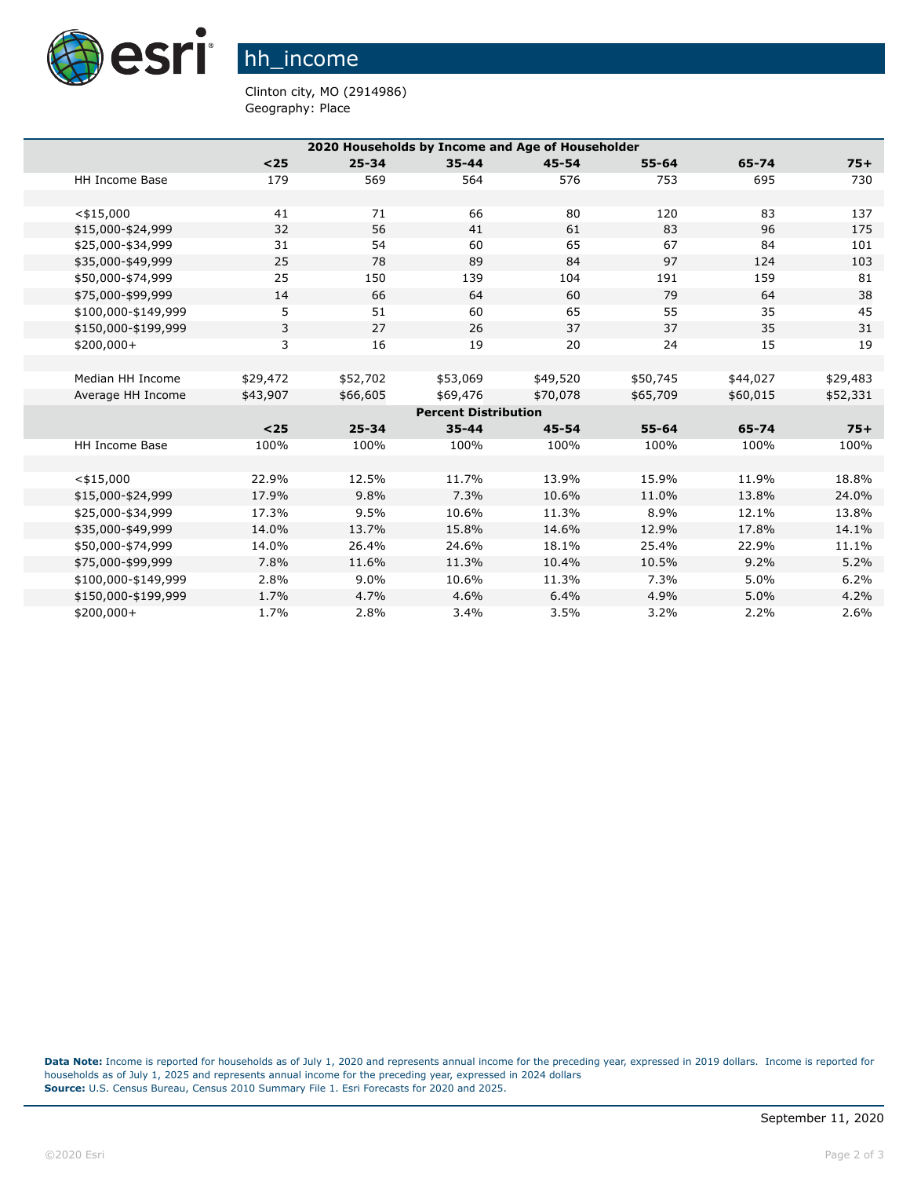# hh_income

Clinton city, MO (2914986)
Geography: Place

| 2020 Households by Income and Age of Householder | | | | | | | |
|---|---|---|---|---|---|---|---|
| | **<25** | **25-34** | **35-44** | **45-54** | **55-64** | **65-74** | **75+** |
| HH Income Base | 179 | 569 | 564 | 576 | 753 | 695 | 730 |
| | | | | | | | |
| <$15,000 | 41 | 71 | 66 | 80 | 120 | 83 | 137 |
| $15,000-$24,999 | 32 | 56 | 41 | 61 | 83 | 96 | 175 |
| $25,000-$34,999 | 31 | 54 | 60 | 65 | 67 | 84 | 101 |
| $35,000-$49,999 | 25 | 78 | 89 | 84 | 97 | 124 | 103 |
| $50,000-$74,999 | 25 | 150 | 139 | 104 | 191 | 159 | 81 |
| $75,000-$99,999 | 14 | 66 | 64 | 60 | 79 | 64 | 38 |
| $100,000-$149,999 | 5 | 51 | 60 | 65 | 55 | 35 | 45 |
| $150,000-$199,999 | 3 | 27 | 26 | 37 | 37 | 35 | 31 |
| $200,000+ | 3 | 16 | 19 | 20 | 24 | 15 | 19 |
| | | | | | | | |
| Median HH Income | $29,472 | $52,702 | $53,069 | $49,520 | $50,745 | $44,027 | $29,483 |
| Average HH Income | $43,907 | $66,605 | $69,476 | $70,078 | $65,709 | $60,015 | $52,331 |
| **Percent Distribution** | | | | | | | |
| | **<25** | **25-34** | **35-44** | **45-54** | **55-64** | **65-74** | **75+** |
| HH Income Base | 100% | 100% | 100% | 100% | 100% | 100% | 100% |
| | | | | | | | |
| <$15,000 | 22.9% | 12.5% | 11.7% | 13.9% | 15.9% | 11.9% | 18.8% |
| $15,000-$24,999 | 17.9% | 9.8% | 7.3% | 10.6% | 11.0% | 13.8% | 24.0% |
| $25,000-$34,999 | 17.3% | 9.5% | 10.6% | 11.3% | 8.9% | 12.1% | 13.8% |
| $35,000-$49,999 | 14.0% | 13.7% | 15.8% | 14.6% | 12.9% | 17.8% | 14.1% |
| $50,000-$74,999 | 14.0% | 26.4% | 24.6% | 18.1% | 25.4% | 22.9% | 11.1% |
| $75,000-$99,999 | 7.8% | 11.6% | 11.3% | 10.4% | 10.5% | 9.2% | 5.2% |
| $100,000-$149,999 | 2.8% | 9.0% | 10.6% | 11.3% | 7.3% | 5.0% | 6.2% |
| $150,000-$199,999 | 1.7% | 4.7% | 4.6% | 6.4% | 4.9% | 5.0% | 4.2% |
| $200,000+ | 1.7% | 2.8% | 3.4% | 3.5% | 3.2% | 2.2% | 2.6% |

**Data Note:** Income is reported for households as of July 1, 2020 and represents annual income for the preceding year, expressed in 2019 dollars. Income is reported for households as of July 1, 2025 and represents annual income for the preceding year, expressed in 2024 dollars
**Source:** U.S. Census Bureau, Census 2010 Summary File 1. Esri Forecasts for 2020 and 2025.

September 11, 2020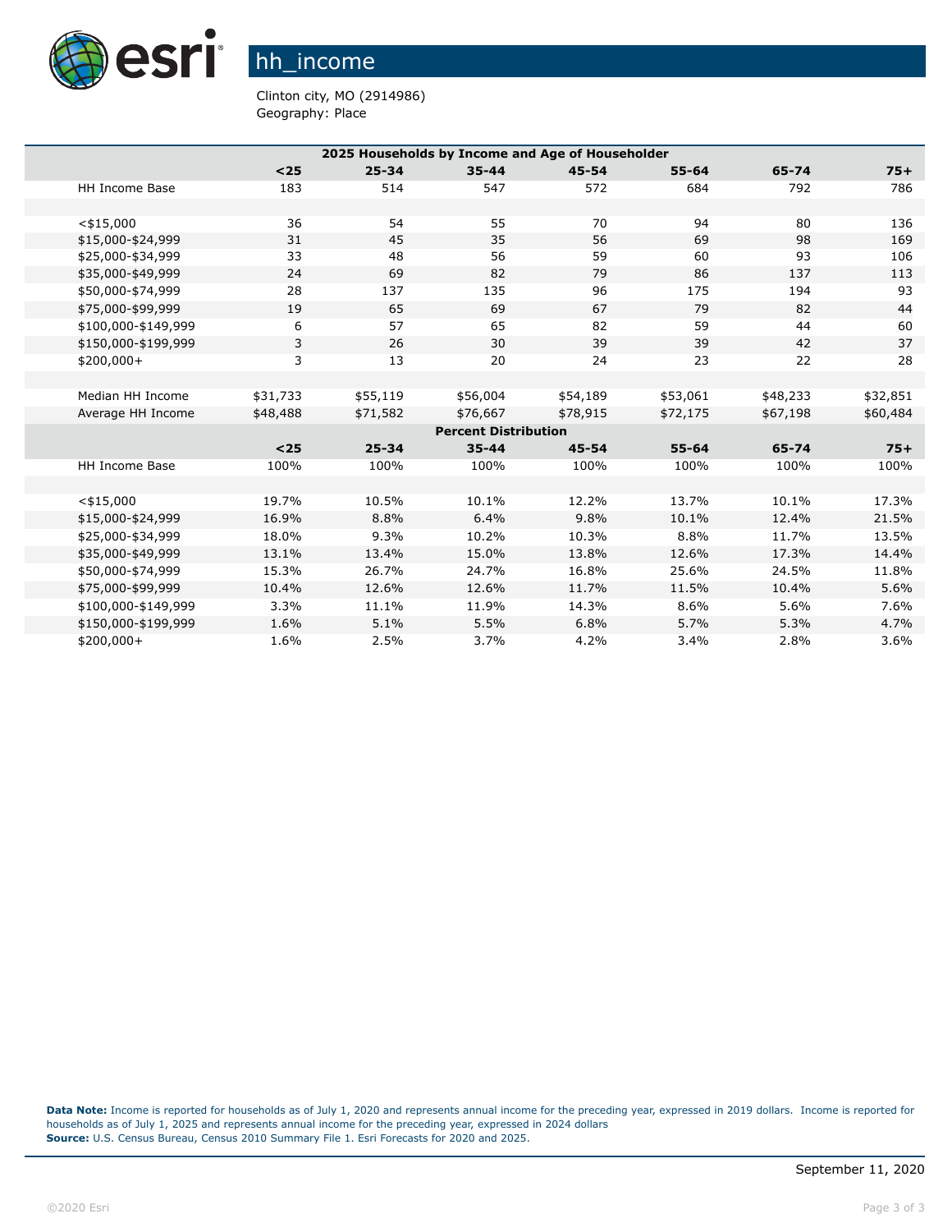# hh_income

Clinton city, MO (2914986)
Geography: Place

| 2025 Households by Income and Age of Householder | | | | | | | |
|---|---|---|---|---|---|---|---|
| | **<25** | **25-34** | **35-44** | **45-54** | **55-64** | **65-74** | **75+** |
| HH Income Base | 183 | 514 | 547 | 572 | 684 | 792 | 786 |
| | | | | | | | |
| <$15,000 | 36 | 54 | 55 | 70 | 94 | 80 | 136 |
| $15,000-$24,999 | 31 | 45 | 35 | 56 | 69 | 98 | 169 |
| $25,000-$34,999 | 33 | 48 | 56 | 59 | 60 | 93 | 106 |
| $35,000-$49,999 | 24 | 69 | 82 | 79 | 86 | 137 | 113 |
| $50,000-$74,999 | 28 | 137 | 135 | 96 | 175 | 194 | 93 |
| $75,000-$99,999 | 19 | 65 | 69 | 67 | 79 | 82 | 44 |
| $100,000-$149,999 | 6 | 57 | 65 | 82 | 59 | 44 | 60 |
| $150,000-$199,999 | 3 | 26 | 30 | 39 | 39 | 42 | 37 |
| $200,000+ | 3 | 13 | 20 | 24 | 23 | 22 | 28 |
| | | | | | | | |
| Median HH Income | $31,733 | $55,119 | $56,004 | $54,189 | $53,061 | $48,233 | $32,851 |
| Average HH Income | $48,488 | $71,582 | $76,667 | $78,915 | $72,175 | $67,198 | $60,484 |
| **Percent Distribution** | | | | | | | |
| | **<25** | **25-34** | **35-44** | **45-54** | **55-64** | **65-74** | **75+** |
| HH Income Base | 100% | 100% | 100% | 100% | 100% | 100% | 100% |
| | | | | | | | |
| <$15,000 | 19.7% | 10.5% | 10.1% | 12.2% | 13.7% | 10.1% | 17.3% |
| $15,000-$24,999 | 16.9% | 8.8% | 6.4% | 9.8% | 10.1% | 12.4% | 21.5% |
| $25,000-$34,999 | 18.0% | 9.3% | 10.2% | 10.3% | 8.8% | 11.7% | 13.5% |
| $35,000-$49,999 | 13.1% | 13.4% | 15.0% | 13.8% | 12.6% | 17.3% | 14.4% |
| $50,000-$74,999 | 15.3% | 26.7% | 24.7% | 16.8% | 25.6% | 24.5% | 11.8% |
| $75,000-$99,999 | 10.4% | 12.6% | 12.6% | 11.7% | 11.5% | 10.4% | 5.6% |
| $100,000-$149,999 | 3.3% | 11.1% | 11.9% | 14.3% | 8.6% | 5.6% | 7.6% |
| $150,000-$199,999 | 1.6% | 5.1% | 5.5% | 6.8% | 5.7% | 5.3% | 4.7% |
| $200,000+ | 1.6% | 2.5% | 3.7% | 4.2% | 3.4% | 2.8% | 3.6% |

**Data Note:** Income is reported for households as of July 1, 2020 and represents annual income for the preceding year, expressed in 2019 dollars. Income is reported for households as of July 1, 2025 and represents annual income for the preceding year, expressed in 2024 dollars
**Source:** U.S. Census Bureau, Census 2010 Summary File 1. Esri Forecasts for 2020 and 2025.

September 11, 2020

©2020 Esri